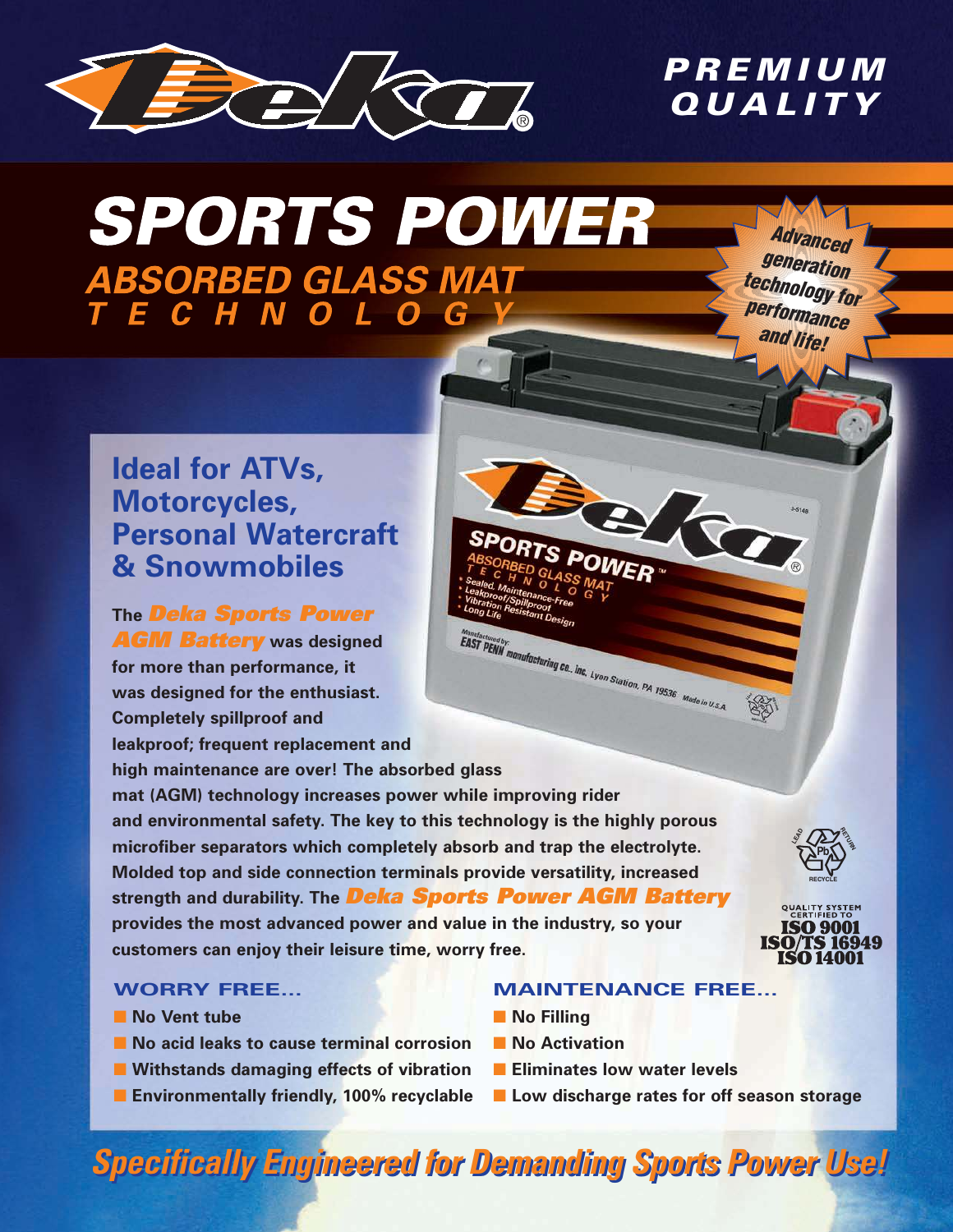PREMIUM QUALITY

# SPORTS POWER

## ABSORBED GLASS MAT TECHNOLOGY

*Advanced generation technology for performance and life!*

### Ideal for ATVs, Motorcycles, Personal Watercraft & Snowmobiles

**The *Deka Sports Power AGM Battery* was designed for more than performance, it was designed for the enthusiast. Completely spillproof and leakproof; frequent replacement and high maintenance are over! The absorbed glass mat (AGM) technology increases power while improving rider and environmental safety. The key to this technology is the highly porous microfiber separators which completely absorb and trap the electrolyte. Molded top and side connection terminals provide versatility, increased strength and durability. The *Deka Sports Power AGM Battery* provides the most advanced power and value in the industry, so your customers can enjoy their leisure time, worry free.**

QUALITY SYSTEM CERTIFIED TO
ISO 9001
ISO/TS 16949
ISO 14001

### WORRY FREE...

- No Vent tube
- No acid leaks to cause terminal corrosion
- Withstands damaging effects of vibration
- Environmentally friendly, 100% recyclable

### MAINTENANCE FREE...

- No Filling
- No Activation
- Eliminates low water levels
- Low discharge rates for off season storage

***Specifically Engineered for Demanding Sports Power Use!***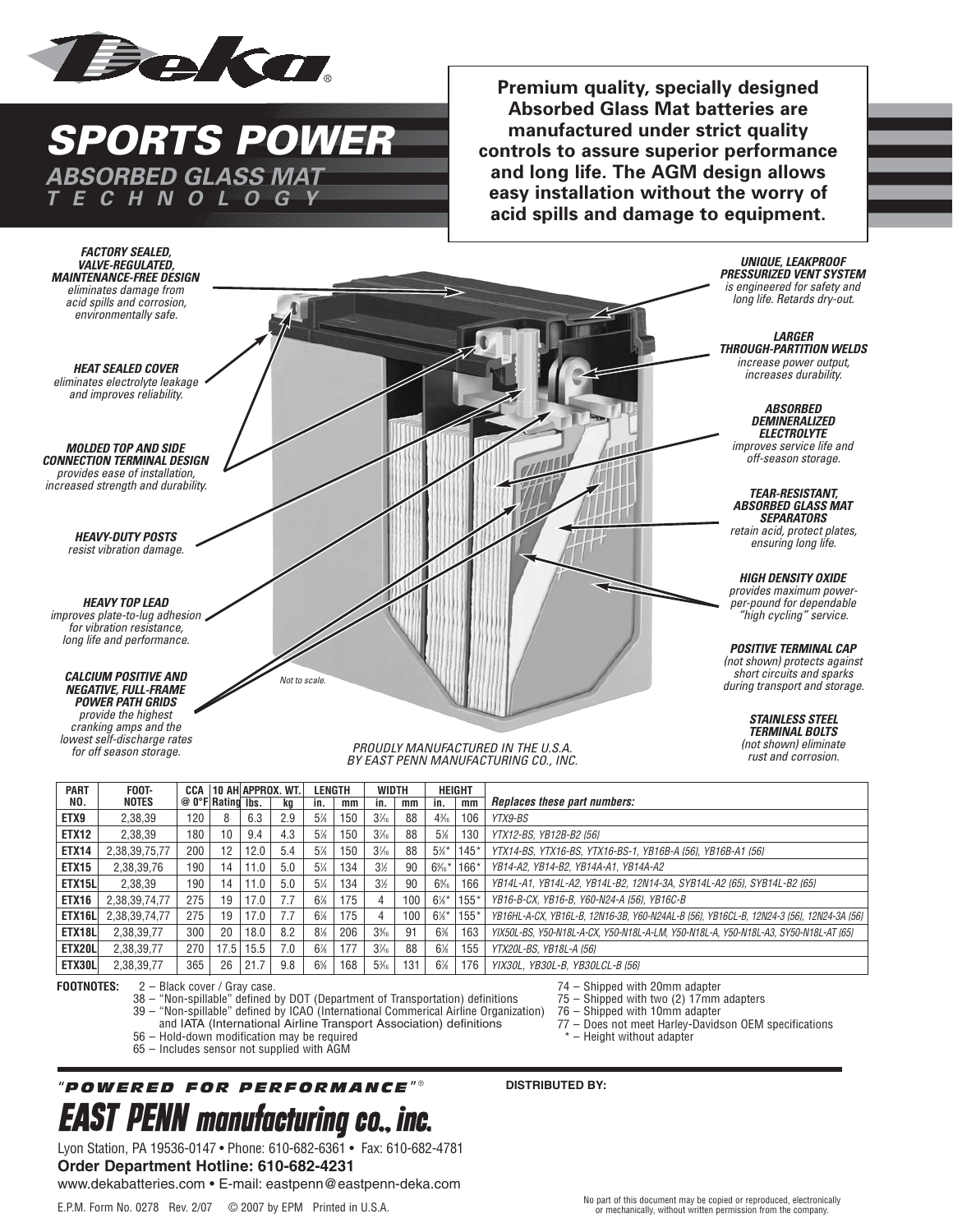Deka®

# SPORTS POWER

## ABSORBED GLASS MAT TECHNOLOGY

**Premium quality, specially designed Absorbed Glass Mat batteries are manufactured under strict quality controls to assure superior performance and long life. The AGM design allows easy installation without the worry of acid spills and damage to equipment.**

***FACTORY SEALED, VALVE-REGULATED, MAINTENANCE-FREE DESIGN***
*eliminates damage from acid spills and corrosion, environmentally safe.*

***HEAT SEALED COVER***
*eliminates electrolyte leakage and improves reliability.*

***MOLDED TOP AND SIDE CONNECTION TERMINAL DESIGN***
*provides ease of installation, increased strength and durability.*

***HEAVY-DUTY POSTS***
*resist vibration damage.*

***HEAVY TOP LEAD***
*improves plate-to-lug adhesion for vibration resistance, long life and performance.*

***CALCIUM POSITIVE AND NEGATIVE, FULL-FRAME POWER PATH GRIDS***
*provide the highest cranking amps and the lowest self-discharge rates for off season storage.*

***UNIQUE, LEAKPROOF PRESSURIZED VENT SYSTEM***
*is engineered for safety and long life. Retards dry-out.*

***LARGER THROUGH-PARTITION WELDS***
*increase power output, increases durability.*

***ABSORBED DEMINERALIZED ELECTROLYTE***
*improves service life and off-season storage.*

***TEAR-RESISTANT, ABSORBED GLASS MAT SEPARATORS***
*retain acid, protect plates, ensuring long life.*

***HIGH DENSITY OXIDE***
*provides maximum power-per-pound for dependable "high cycling" service.*

***POSITIVE TERMINAL CAP***
*(not shown) protects against short circuits and sparks during transport and storage.*

***STAINLESS STEEL TERMINAL BOLTS***
*(not shown) eliminate rust and corrosion.*

*Not to scale.*

*PROUDLY MANUFACTURED IN THE U.S.A. BY EAST PENN MANUFACTURING CO., INC.*

| PART NO. | FOOT-NOTES | CCA @ 0°F | 10 AH Rating | APPROX. WT. lbs. | APPROX. WT. kg | LENGTH in. | LENGTH mm | WIDTH in. | WIDTH mm | HEIGHT in. | HEIGHT mm | *Replaces these part numbers:* |
|---|---|---|---|---|---|---|---|---|---|---|---|---|
| ETX9 | 2,38,39 | 120 | 8 | 6.3 | 2.9 | 5⅞ | 150 | 37/16 | 88 | 43/16 | 106 | *YTX9-BS* |
| ETX12 | 2,38,39 | 180 | 10 | 9.4 | 4.3 | 5⅞ | 150 | 37/16 | 88 | 5⅛ | 130 | *YTX12-BS, YB12B-B2 {56}* |
| ETX14 | 2,38,39,75,77 | 200 | 12 | 12.0 | 5.4 | 5⅞ | 150 | 37/16 | 88 | 5¾* | 145* | *YTX14-BS, YTX16-BS, YTX16-BS-1, YB16B-A {56}, YB16B-A1 {56}* |
| ETX15 | 2,38,39,76 | 190 | 14 | 11.0 | 5.0 | 5¼ | 134 | 3½ | 90 | 69/16* | 166* | *YB14-A2, YB14-B2, YB14A-A1, YB14A-A2* |
| ETX15L | 2,38,39 | 190 | 14 | 11.0 | 5.0 | 5¼ | 134 | 3½ | 90 | 69/16 | 166 | *YB14L-A1, YB14L-A2, YB14L-B2, 12N14-3A, SYB14L-A2 {65}, SYB14L-B2 {65}* |
| ETX16 | 2,38,39,74,77 | 275 | 19 | 17.0 | 7.7 | 6⅞ | 175 | 4 | 100 | 6⅛* | 155* | *YB16-B-CX, YB16-B, Y60-N24-A {56}, YB16C-B* |
| ETX16L | 2,38,39,74,77 | 275 | 19 | 17.0 | 7.7 | 6⅞ | 175 | 4 | 100 | 6⅛* | 155* | *YB16HL-A-CX, YB16L-B, 12N16-3B, Y60-N24AL-B {56}, YB16CL-B, 12N24-3 {56}, 12N24-3A {56}* |
| ETX18L | 2,38,39,77 | 300 | 20 | 18.0 | 8.2 | 8⅛ | 206 | 39/16 | 91 | 6⅜ | 163 | *YIX50L-BS, Y50-N18L-A-CX, Y50-N18L-A-LM, Y50-N18L-A, Y50-N18L-A3, SY50-N18L-AT {65}* |
| ETX20L | 2,38,39,77 | 270 | 17.5 | 15.5 | 7.0 | 6⅞ | 177 | 37/16 | 88 | 6⅛ | 155 | *YTX20L-BS, YB18L-A {56}* |
| ETX30L | 2,38,39,77 | 365 | 26 | 21.7 | 9.8 | 6⅝ | 168 | 53/16 | 131 | 6⅞ | 176 | *YIX30L, YB30L-B, YB30LCL-B {56}* |

**FOOTNOTES:**
- 2 – Black cover / Gray case.
- 38 – "Non-spillable" defined by DOT (Department of Transportation) definitions
- 39 – "Non-spillable" defined by ICAO (International Commerical Airline Organization) and IATA (International Airline Transport Association) definitions
- 56 – Hold-down modification may be required
- 65 – Includes sensor not supplied with AGM
- 74 – Shipped with 20mm adapter
- 75 – Shipped with two (2) 17mm adapters
- 76 – Shipped with 10mm adapter
- 77 – Does not meet Harley-Davidson OEM specifications
- * – Height without adapter

*"POWERED FOR PERFORMANCE"®*

**DISTRIBUTED BY:**

# EAST PENN manufacturing co., inc.

Lyon Station, PA 19536-0147 • Phone: 610-682-6361 • Fax: 610-682-4781

**Order Department Hotline: 610-682-4231**

www.dekabatteries.com • E-mail: eastpenn@eastpenn-deka.com

E.P.M. Form No. 0278 Rev. 2/07 © 2007 by EPM Printed in U.S.A.

No part of this document may be copied or reproduced, electronically or mechanically, without written permission from the company.